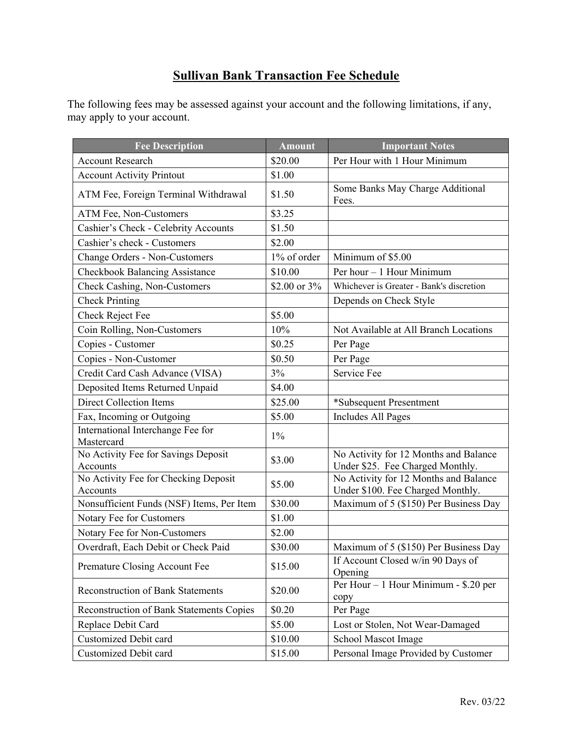# Sullivan Bank Transaction Fee Schedule

The following fees may be assessed against your account and the following limitations, if any, may apply to your account.

| Fee Description | Amount | Important Notes |
| --- | --- | --- |
| Account Research | $20.00 | Per Hour with 1 Hour Minimum |
| Account Activity Printout | $1.00 | |
| ATM Fee, Foreign Terminal Withdrawal | $1.50 | Some Banks May Charge Additional Fees. |
| ATM Fee, Non-Customers | $3.25 | |
| Cashier's Check - Celebrity Accounts | $1.50 | |
| Cashier's check - Customers | $2.00 | |
| Change Orders - Non-Customers | 1% of order | Minimum of $5.00 |
| Checkbook Balancing Assistance | $10.00 | Per hour – 1 Hour Minimum |
| Check Cashing, Non-Customers | $2.00 or 3% | Whichever is Greater - Bank's discretion |
| Check Printing | | Depends on Check Style |
| Check Reject Fee | $5.00 | |
| Coin Rolling, Non-Customers | 10% | Not Available at All Branch Locations |
| Copies - Customer | $0.25 | Per Page |
| Copies - Non-Customer | $0.50 | Per Page |
| Credit Card Cash Advance (VISA) | 3% | Service Fee |
| Deposited Items Returned Unpaid | $4.00 | |
| Direct Collection Items | $25.00 | *Subsequent Presentment |
| Fax, Incoming or Outgoing | $5.00 | Includes All Pages |
| International Interchange Fee for Mastercard | 1% | |
| No Activity Fee for Savings Deposit Accounts | $3.00 | No Activity for 12 Months and Balance Under $25. Fee Charged Monthly. |
| No Activity Fee for Checking Deposit Accounts | $5.00 | No Activity for 12 Months and Balance Under $100. Fee Charged Monthly. |
| Nonsufficient Funds (NSF) Items, Per Item | $30.00 | Maximum of 5 ($150) Per Business Day |
| Notary Fee for Customers | $1.00 | |
| Notary Fee for Non-Customers | $2.00 | |
| Overdraft, Each Debit or Check Paid | $30.00 | Maximum of 5 ($150) Per Business Day |
| Premature Closing Account Fee | $15.00 | If Account Closed w/in 90 Days of Opening |
| Reconstruction of Bank Statements | $20.00 | Per Hour – 1 Hour Minimum - $.20 per copy |
| Reconstruction of Bank Statements Copies | $0.20 | Per Page |
| Replace Debit Card | $5.00 | Lost or Stolen, Not Wear-Damaged |
| Customized Debit card | $10.00 | School Mascot Image |
| Customized Debit card | $15.00 | Personal Image Provided by Customer |

Rev. 03/22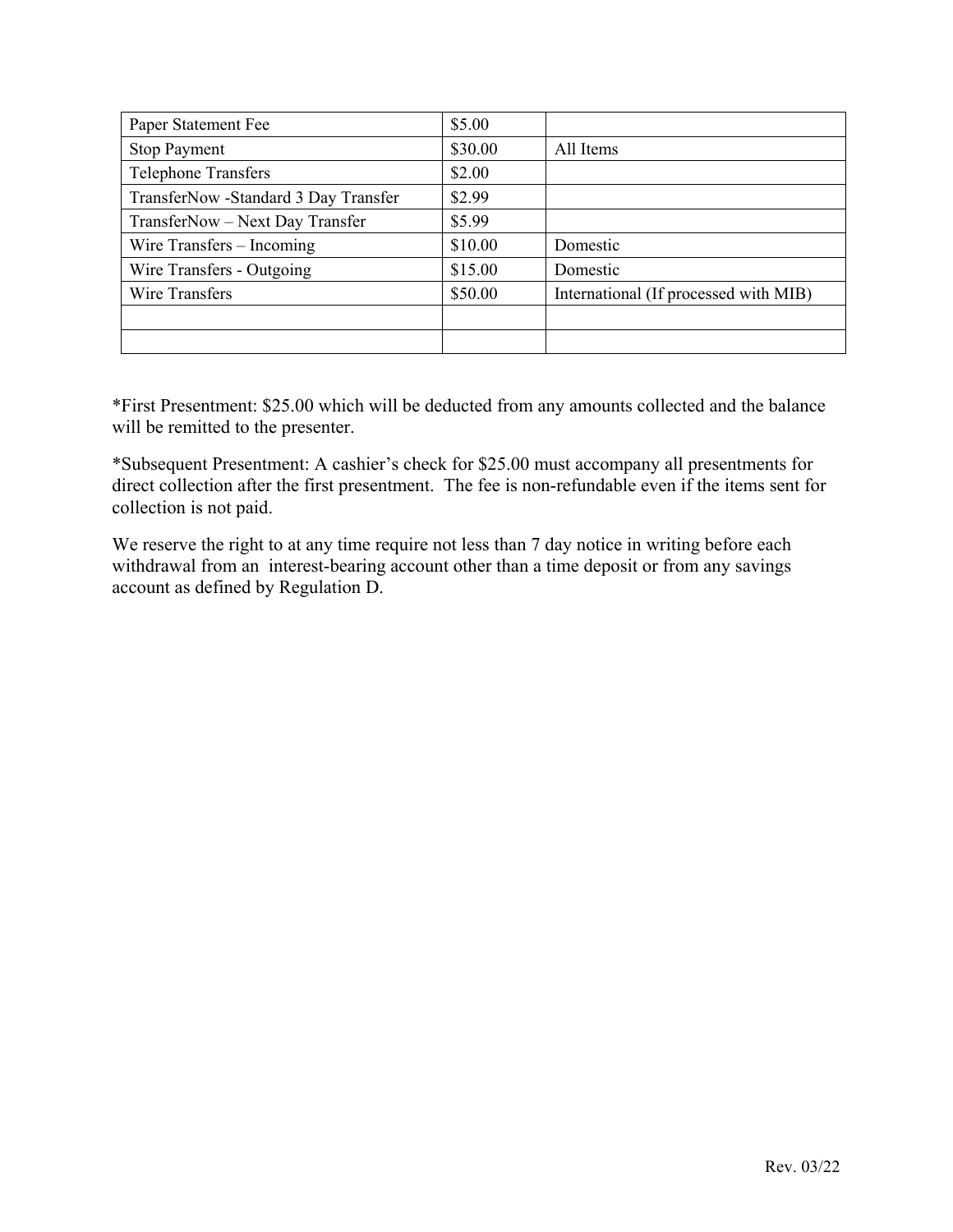| | | |
|---|---|---|
| Paper Statement Fee | $5.00 | |
| Stop Payment | $30.00 | All Items |
| Telephone Transfers | $2.00 | |
| TransferNow -Standard 3 Day Transfer | $2.99 | |
| TransferNow – Next Day Transfer | $5.99 | |
| Wire Transfers – Incoming | $10.00 | Domestic |
| Wire Transfers - Outgoing | $15.00 | Domestic |
| Wire Transfers | $50.00 | International (If processed with MIB) |
| | | |
| | | |

*First Presentment: $25.00 which will be deducted from any amounts collected and the balance will be remitted to the presenter.

*Subsequent Presentment: A cashier's check for $25.00 must accompany all presentments for direct collection after the first presentment. The fee is non-refundable even if the items sent for collection is not paid.

We reserve the right to at any time require not less than 7 day notice in writing before each withdrawal from an interest-bearing account other than a time deposit or from any savings account as defined by Regulation D.

Rev. 03/22